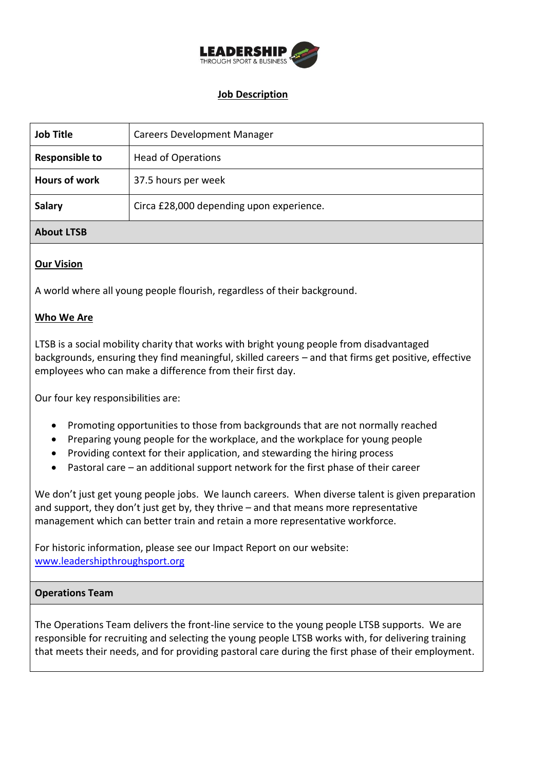**LEADERSHIP**
THROUGH SPORT & BUSINESS

## Job Description

| Job Title | Careers Development Manager |
|---|---|
| **Responsible to** | Head of Operations |
| **Hours of work** | 37.5 hours per week |
| **Salary** | Circa £28,000 depending upon experience. |

### About LTSB

**Our Vision**

A world where all young people flourish, regardless of their background.

**Who We Are**

LTSB is a social mobility charity that works with bright young people from disadvantaged backgrounds, ensuring they find meaningful, skilled careers – and that firms get positive, effective employees who can make a difference from their first day.

Our four key responsibilities are:

- Promoting opportunities to those from backgrounds that are not normally reached
- Preparing young people for the workplace, and the workplace for young people
- Providing context for their application, and stewarding the hiring process
- Pastoral care – an additional support network for the first phase of their career

We don't just get young people jobs. We launch careers. When diverse talent is given preparation and support, they don't just get by, they thrive – and that means more representative management which can better train and retain a more representative workforce.

For historic information, please see our Impact Report on our website: www.leadershipthroughsport.org

### Operations Team

The Operations Team delivers the front-line service to the young people LTSB supports. We are responsible for recruiting and selecting the young people LTSB works with, for delivering training that meets their needs, and for providing pastoral care during the first phase of their employment.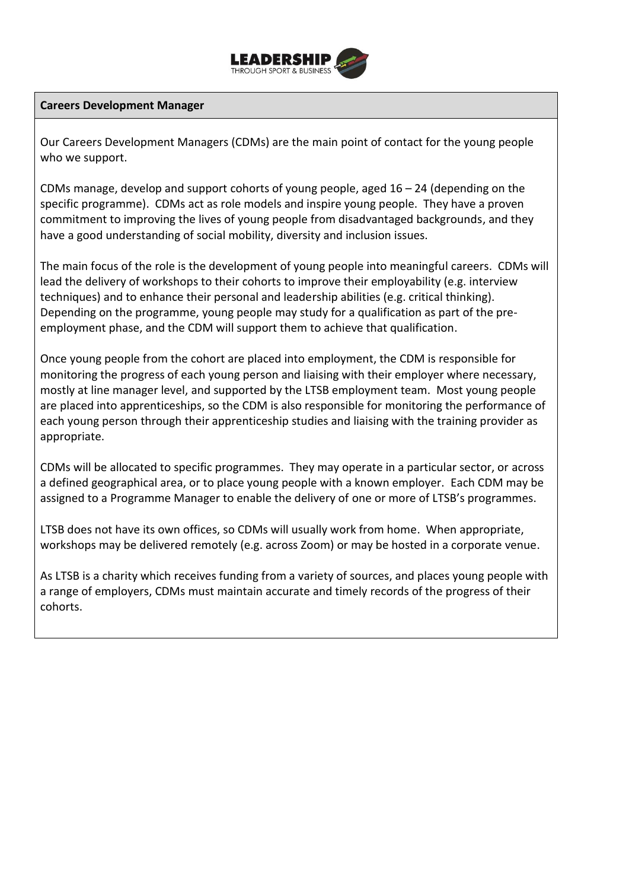## Careers Development Manager

Our Careers Development Managers (CDMs) are the main point of contact for the young people who we support.

CDMs manage, develop and support cohorts of young people, aged 16 – 24 (depending on the specific programme). CDMs act as role models and inspire young people. They have a proven commitment to improving the lives of young people from disadvantaged backgrounds, and they have a good understanding of social mobility, diversity and inclusion issues.

The main focus of the role is the development of young people into meaningful careers. CDMs will lead the delivery of workshops to their cohorts to improve their employability (e.g. interview techniques) and to enhance their personal and leadership abilities (e.g. critical thinking). Depending on the programme, young people may study for a qualification as part of the pre-employment phase, and the CDM will support them to achieve that qualification.

Once young people from the cohort are placed into employment, the CDM is responsible for monitoring the progress of each young person and liaising with their employer where necessary, mostly at line manager level, and supported by the LTSB employment team. Most young people are placed into apprenticeships, so the CDM is also responsible for monitoring the performance of each young person through their apprenticeship studies and liaising with the training provider as appropriate.

CDMs will be allocated to specific programmes. They may operate in a particular sector, or across a defined geographical area, or to place young people with a known employer. Each CDM may be assigned to a Programme Manager to enable the delivery of one or more of LTSB's programmes.

LTSB does not have its own offices, so CDMs will usually work from home. When appropriate, workshops may be delivered remotely (e.g. across Zoom) or may be hosted in a corporate venue.

As LTSB is a charity which receives funding from a variety of sources, and places young people with a range of employers, CDMs must maintain accurate and timely records of the progress of their cohorts.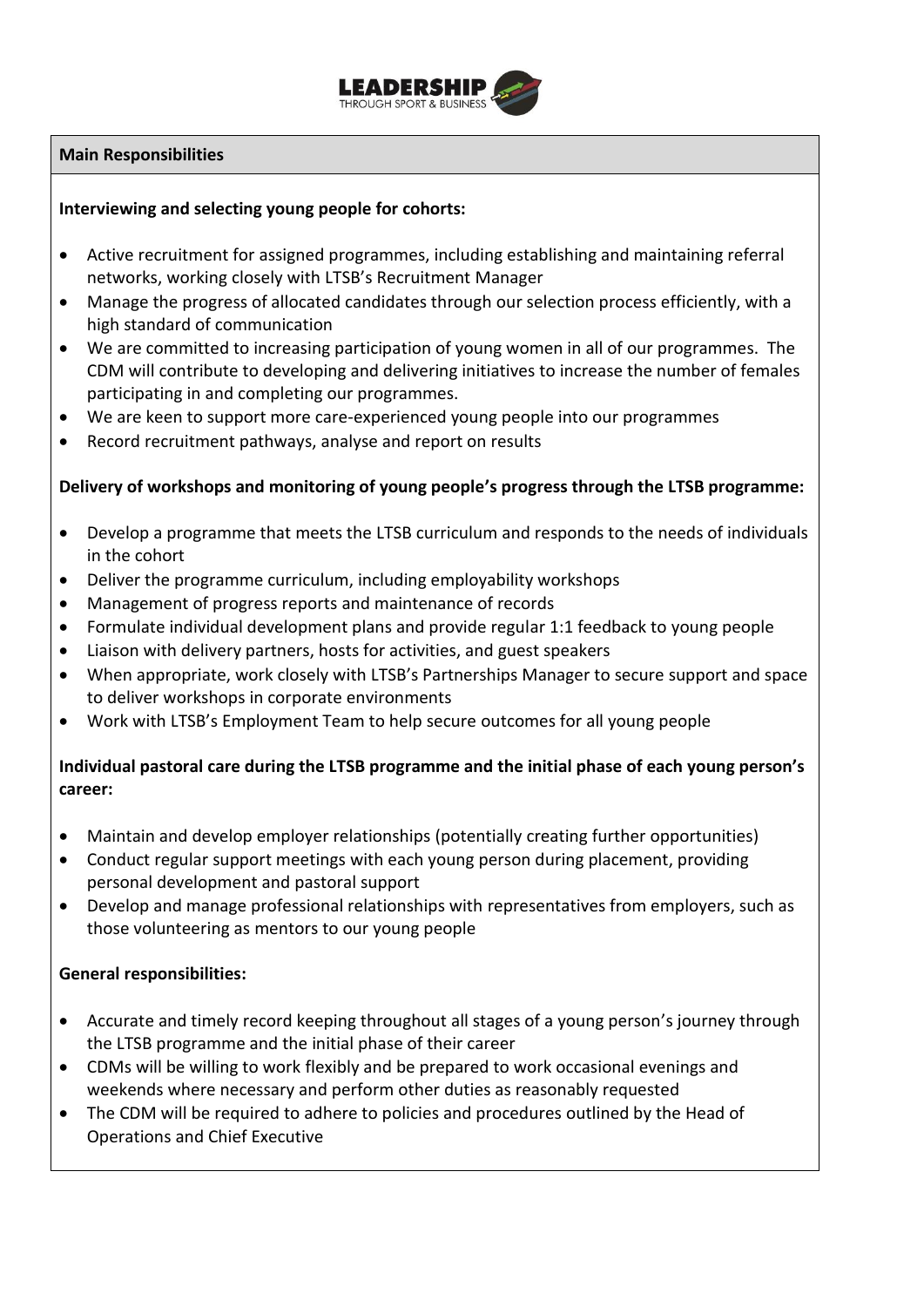## Main Responsibilities

**Interviewing and selecting young people for cohorts:**

- Active recruitment for assigned programmes, including establishing and maintaining referral networks, working closely with LTSB's Recruitment Manager
- Manage the progress of allocated candidates through our selection process efficiently, with a high standard of communication
- We are committed to increasing participation of young women in all of our programmes. The CDM will contribute to developing and delivering initiatives to increase the number of females participating in and completing our programmes.
- We are keen to support more care-experienced young people into our programmes
- Record recruitment pathways, analyse and report on results

**Delivery of workshops and monitoring of young people's progress through the LTSB programme:**

- Develop a programme that meets the LTSB curriculum and responds to the needs of individuals in the cohort
- Deliver the programme curriculum, including employability workshops
- Management of progress reports and maintenance of records
- Formulate individual development plans and provide regular 1:1 feedback to young people
- Liaison with delivery partners, hosts for activities, and guest speakers
- When appropriate, work closely with LTSB's Partnerships Manager to secure support and space to deliver workshops in corporate environments
- Work with LTSB's Employment Team to help secure outcomes for all young people

**Individual pastoral care during the LTSB programme and the initial phase of each young person's career:**

- Maintain and develop employer relationships (potentially creating further opportunities)
- Conduct regular support meetings with each young person during placement, providing personal development and pastoral support
- Develop and manage professional relationships with representatives from employers, such as those volunteering as mentors to our young people

**General responsibilities:**

- Accurate and timely record keeping throughout all stages of a young person's journey through the LTSB programme and the initial phase of their career
- CDMs will be willing to work flexibly and be prepared to work occasional evenings and weekends where necessary and perform other duties as reasonably requested
- The CDM will be required to adhere to policies and procedures outlined by the Head of Operations and Chief Executive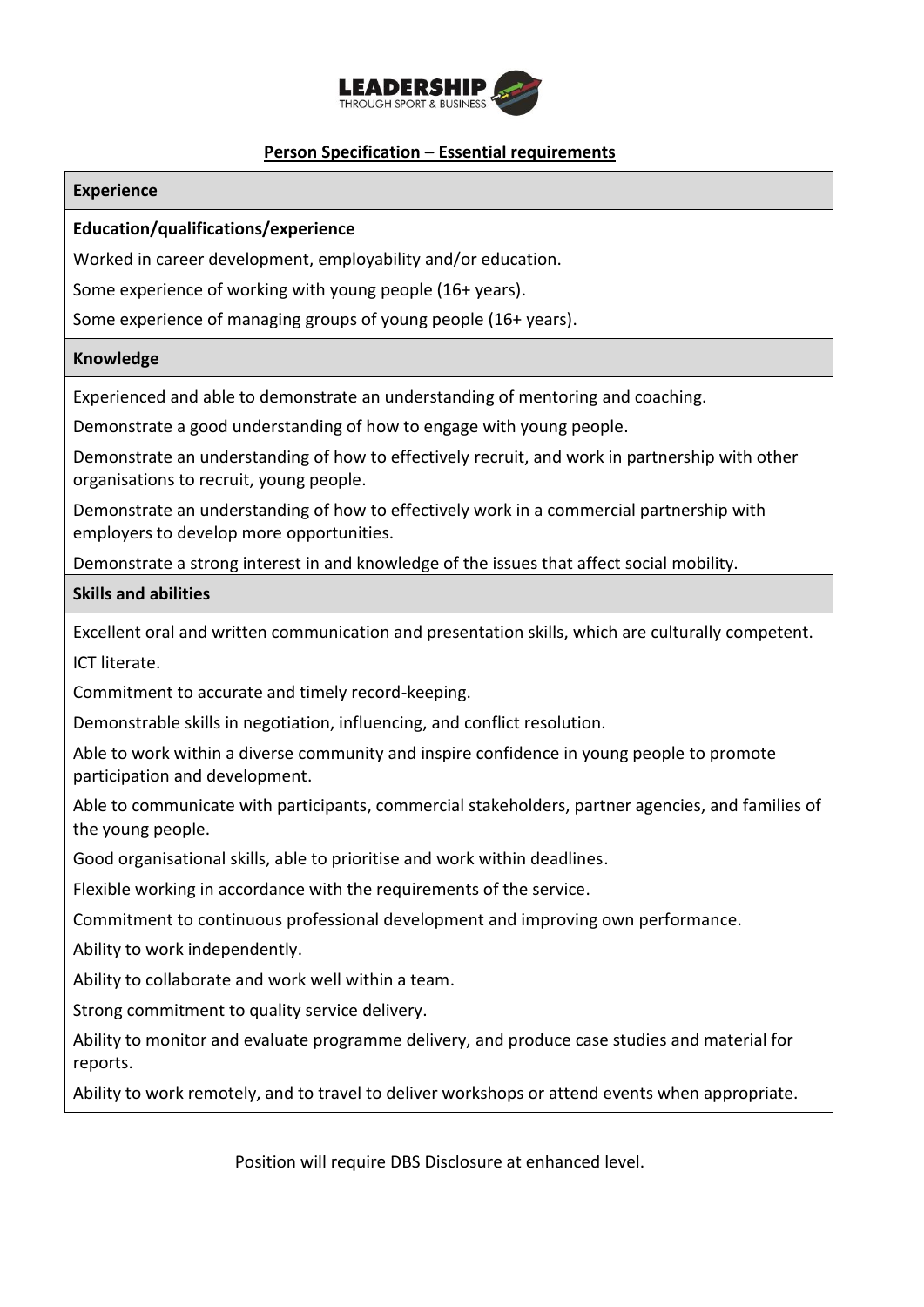LEADERSHIP
THROUGH SPORT & BUSINESS

**Person Specification – Essential requirements**

## Experience

**Education/qualifications/experience**

Worked in career development, employability and/or education.

Some experience of working with young people (16+ years).

Some experience of managing groups of young people (16+ years).

## Knowledge

Experienced and able to demonstrate an understanding of mentoring and coaching.

Demonstrate a good understanding of how to engage with young people.

Demonstrate an understanding of how to effectively recruit, and work in partnership with other organisations to recruit, young people.

Demonstrate an understanding of how to effectively work in a commercial partnership with employers to develop more opportunities.

Demonstrate a strong interest in and knowledge of the issues that affect social mobility.

## Skills and abilities

Excellent oral and written communication and presentation skills, which are culturally competent.

ICT literate.

Commitment to accurate and timely record-keeping.

Demonstrable skills in negotiation, influencing, and conflict resolution.

Able to work within a diverse community and inspire confidence in young people to promote participation and development.

Able to communicate with participants, commercial stakeholders, partner agencies, and families of the young people.

Good organisational skills, able to prioritise and work within deadlines.

Flexible working in accordance with the requirements of the service.

Commitment to continuous professional development and improving own performance.

Ability to work independently.

Ability to collaborate and work well within a team.

Strong commitment to quality service delivery.

Ability to monitor and evaluate programme delivery, and produce case studies and material for reports.

Ability to work remotely, and to travel to deliver workshops or attend events when appropriate.

Position will require DBS Disclosure at enhanced level.